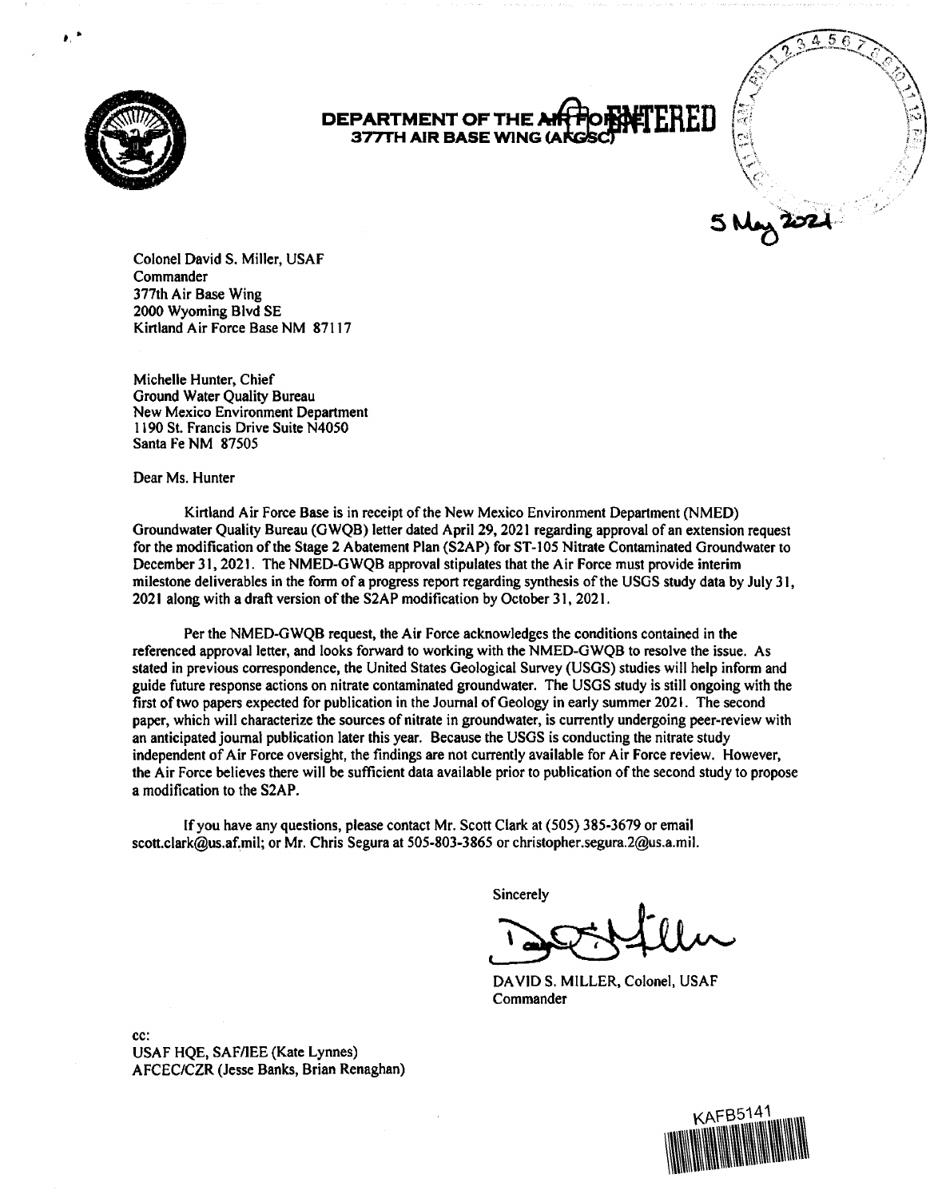# DEPARTMENT OF THE AIR FORCE
## 377TH AIR BASE WING (AFGSC)

ENTERED

5 May 2021

Colonel David S. Miller, USAF
Commander
377th Air Base Wing
2000 Wyoming Blvd SE
Kirtland Air Force Base NM 87117

Michelle Hunter, Chief
Ground Water Quality Bureau
New Mexico Environment Department
1190 St. Francis Drive Suite N4050
Santa Fe NM 87505

Dear Ms. Hunter

Kirtland Air Force Base is in receipt of the New Mexico Environment Department (NMED) Groundwater Quality Bureau (GWQB) letter dated April 29, 2021 regarding approval of an extension request for the modification of the Stage 2 Abatement Plan (S2AP) for ST-105 Nitrate Contaminated Groundwater to December 31, 2021. The NMED-GWQB approval stipulates that the Air Force must provide interim milestone deliverables in the form of a progress report regarding synthesis of the USGS study data by July 31, 2021 along with a draft version of the S2AP modification by October 31, 2021.

Per the NMED-GWQB request, the Air Force acknowledges the conditions contained in the referenced approval letter, and looks forward to working with the NMED-GWQB to resolve the issue. As stated in previous correspondence, the United States Geological Survey (USGS) studies will help inform and guide future response actions on nitrate contaminated groundwater. The USGS study is still ongoing with the first of two papers expected for publication in the Journal of Geology in early summer 2021. The second paper, which will characterize the sources of nitrate in groundwater, is currently undergoing peer-review with an anticipated journal publication later this year. Because the USGS is conducting the nitrate study independent of Air Force oversight, the findings are not currently available for Air Force review. However, the Air Force believes there will be sufficient data available prior to publication of the second study to propose a modification to the S2AP.

If you have any questions, please contact Mr. Scott Clark at (505) 385-3679 or email scott.clark@us.af.mil; or Mr. Chris Segura at 505-803-3865 or christopher.segura.2@us.a.mil.

Sincerely

DAVID S. MILLER, Colonel, USAF
Commander

cc:
USAF HQE, SAF/IEE (Kate Lynnes)
AFCEC/CZR (Jesse Banks, Brian Renaghan)

KAFB5141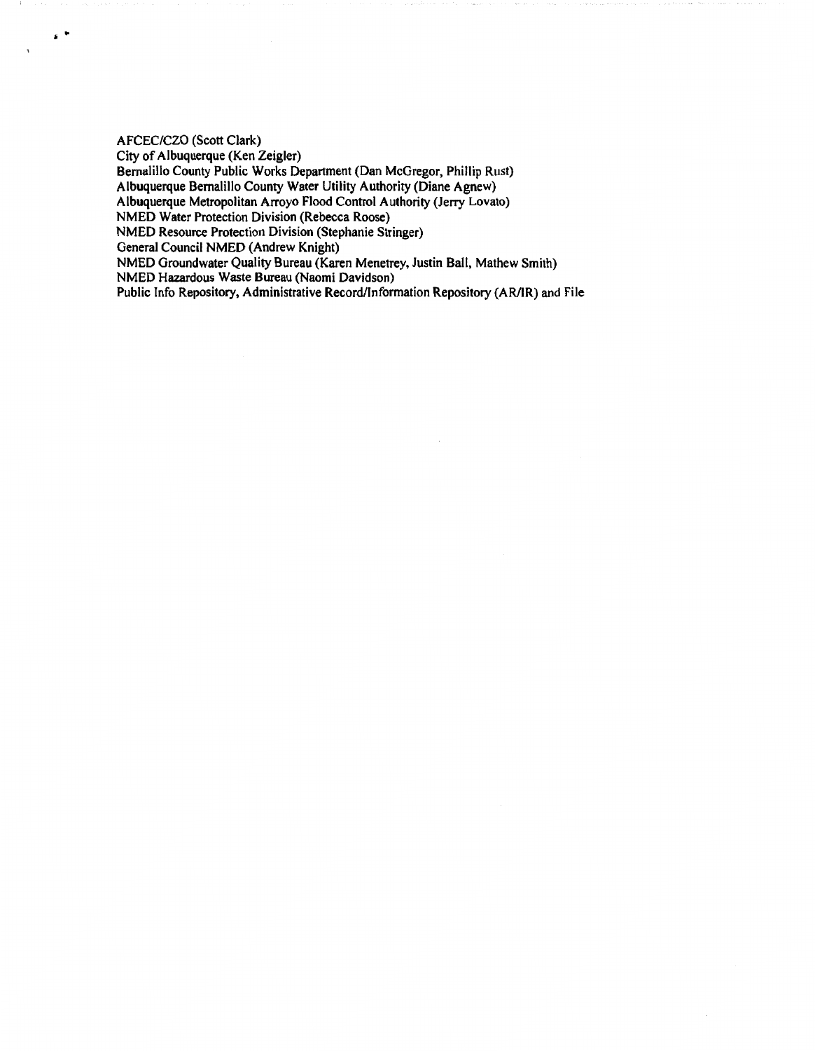AFCEC/CZO (Scott Clark)
City of Albuquerque (Ken Zeigler)
Bernalillo County Public Works Department (Dan McGregor, Phillip Rust)
Albuquerque Bernalillo County Water Utility Authority (Diane Agnew)
Albuquerque Metropolitan Arroyo Flood Control Authority (Jerry Lovato)
NMED Water Protection Division (Rebecca Roose)
NMED Resource Protection Division (Stephanie Stringer)
General Council NMED (Andrew Knight)
NMED Groundwater Quality Bureau (Karen Menetrey, Justin Ball, Mathew Smith)
NMED Hazardous Waste Bureau (Naomi Davidson)
Public Info Repository, Administrative Record/Information Repository (AR/IR) and File